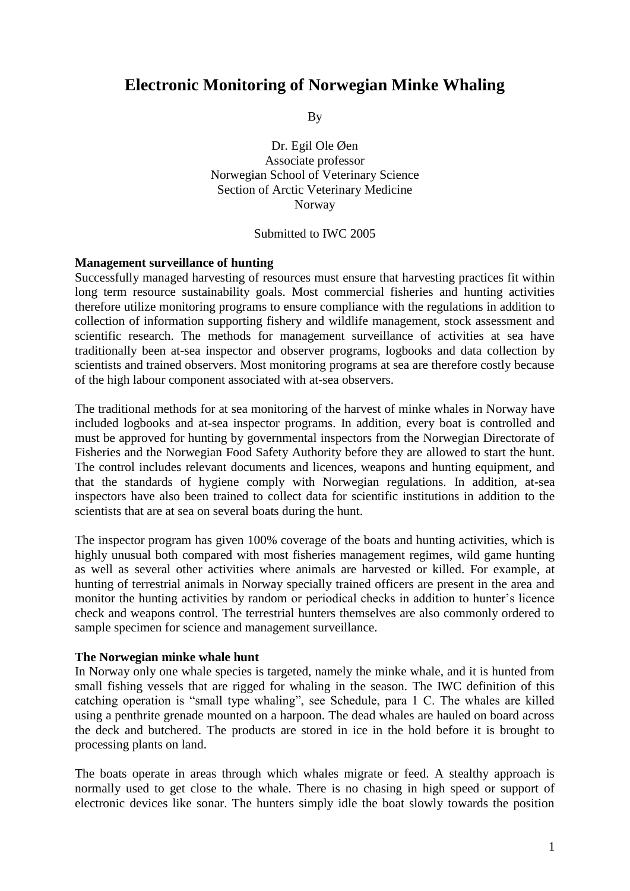# Electronic Monitoring of Norwegian Minke Whaling

By

Dr. Egil Ole Øen
Associate professor
Norwegian School of Veterinary Science
Section of Arctic Veterinary Medicine
Norway

Submitted to IWC 2005

**Management surveillance of hunting**

Successfully managed harvesting of resources must ensure that harvesting practices fit within long term resource sustainability goals. Most commercial fisheries and hunting activities therefore utilize monitoring programs to ensure compliance with the regulations in addition to collection of information supporting fishery and wildlife management, stock assessment and scientific research. The methods for management surveillance of activities at sea have traditionally been at-sea inspector and observer programs, logbooks and data collection by scientists and trained observers. Most monitoring programs at sea are therefore costly because of the high labour component associated with at-sea observers.

The traditional methods for at sea monitoring of the harvest of minke whales in Norway have included logbooks and at-sea inspector programs. In addition, every boat is controlled and must be approved for hunting by governmental inspectors from the Norwegian Directorate of Fisheries and the Norwegian Food Safety Authority before they are allowed to start the hunt. The control includes relevant documents and licences, weapons and hunting equipment, and that the standards of hygiene comply with Norwegian regulations. In addition, at-sea inspectors have also been trained to collect data for scientific institutions in addition to the scientists that are at sea on several boats during the hunt.

The inspector program has given 100% coverage of the boats and hunting activities, which is highly unusual both compared with most fisheries management regimes, wild game hunting as well as several other activities where animals are harvested or killed. For example, at hunting of terrestrial animals in Norway specially trained officers are present in the area and monitor the hunting activities by random or periodical checks in addition to hunter's licence check and weapons control. The terrestrial hunters themselves are also commonly ordered to sample specimen for science and management surveillance.

**The Norwegian minke whale hunt**

In Norway only one whale species is targeted, namely the minke whale, and it is hunted from small fishing vessels that are rigged for whaling in the season. The IWC definition of this catching operation is "small type whaling", see Schedule, para 1 C. The whales are killed using a penthrite grenade mounted on a harpoon. The dead whales are hauled on board across the deck and butchered. The products are stored in ice in the hold before it is brought to processing plants on land.

The boats operate in areas through which whales migrate or feed. A stealthy approach is normally used to get close to the whale. There is no chasing in high speed or support of electronic devices like sonar. The hunters simply idle the boat slowly towards the position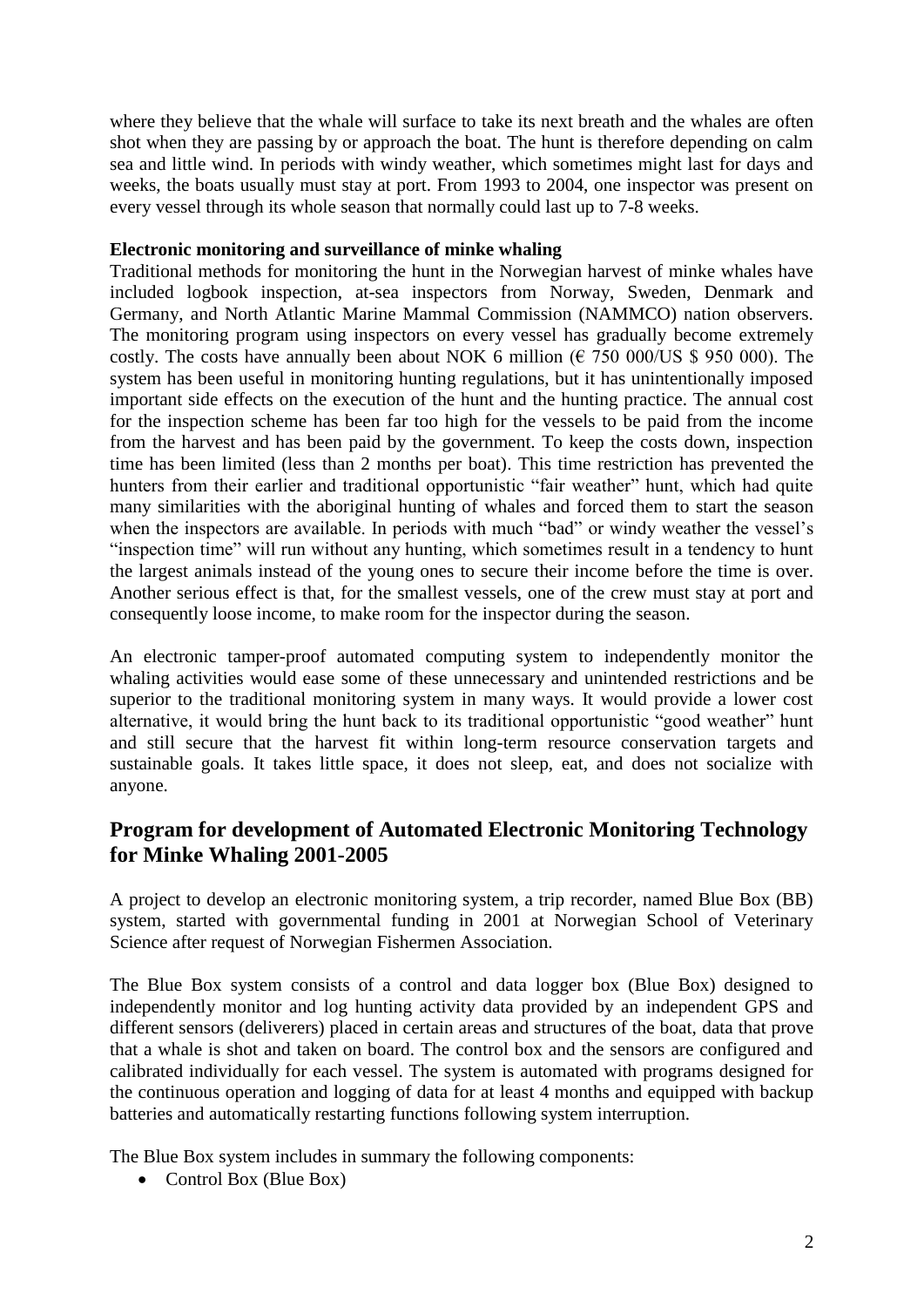where they believe that the whale will surface to take its next breath and the whales are often shot when they are passing by or approach the boat. The hunt is therefore depending on calm sea and little wind. In periods with windy weather, which sometimes might last for days and weeks, the boats usually must stay at port. From 1993 to 2004, one inspector was present on every vessel through its whole season that normally could last up to 7-8 weeks.

**Electronic monitoring and surveillance of minke whaling**

Traditional methods for monitoring the hunt in the Norwegian harvest of minke whales have included logbook inspection, at-sea inspectors from Norway, Sweden, Denmark and Germany, and North Atlantic Marine Mammal Commission (NAMMCO) nation observers. The monitoring program using inspectors on every vessel has gradually become extremely costly. The costs have annually been about NOK 6 million (€ 750 000/US $ 950 000). The system has been useful in monitoring hunting regulations, but it has unintentionally imposed important side effects on the execution of the hunt and the hunting practice. The annual cost for the inspection scheme has been far too high for the vessels to be paid from the income from the harvest and has been paid by the government. To keep the costs down, inspection time has been limited (less than 2 months per boat). This time restriction has prevented the hunters from their earlier and traditional opportunistic "fair weather" hunt, which had quite many similarities with the aboriginal hunting of whales and forced them to start the season when the inspectors are available. In periods with much "bad" or windy weather the vessel's "inspection time" will run without any hunting, which sometimes result in a tendency to hunt the largest animals instead of the young ones to secure their income before the time is over. Another serious effect is that, for the smallest vessels, one of the crew must stay at port and consequently loose income, to make room for the inspector during the season.

An electronic tamper-proof automated computing system to independently monitor the whaling activities would ease some of these unnecessary and unintended restrictions and be superior to the traditional monitoring system in many ways. It would provide a lower cost alternative, it would bring the hunt back to its traditional opportunistic "good weather" hunt and still secure that the harvest fit within long-term resource conservation targets and sustainable goals. It takes little space, it does not sleep, eat, and does not socialize with anyone.

## Program for development of Automated Electronic Monitoring Technology for Minke Whaling 2001-2005

A project to develop an electronic monitoring system, a trip recorder, named Blue Box (BB) system, started with governmental funding in 2001 at Norwegian School of Veterinary Science after request of Norwegian Fishermen Association.

The Blue Box system consists of a control and data logger box (Blue Box) designed to independently monitor and log hunting activity data provided by an independent GPS and different sensors (deliverers) placed in certain areas and structures of the boat, data that prove that a whale is shot and taken on board. The control box and the sensors are configured and calibrated individually for each vessel. The system is automated with programs designed for the continuous operation and logging of data for at least 4 months and equipped with backup batteries and automatically restarting functions following system interruption.

The Blue Box system includes in summary the following components:

- Control Box (Blue Box)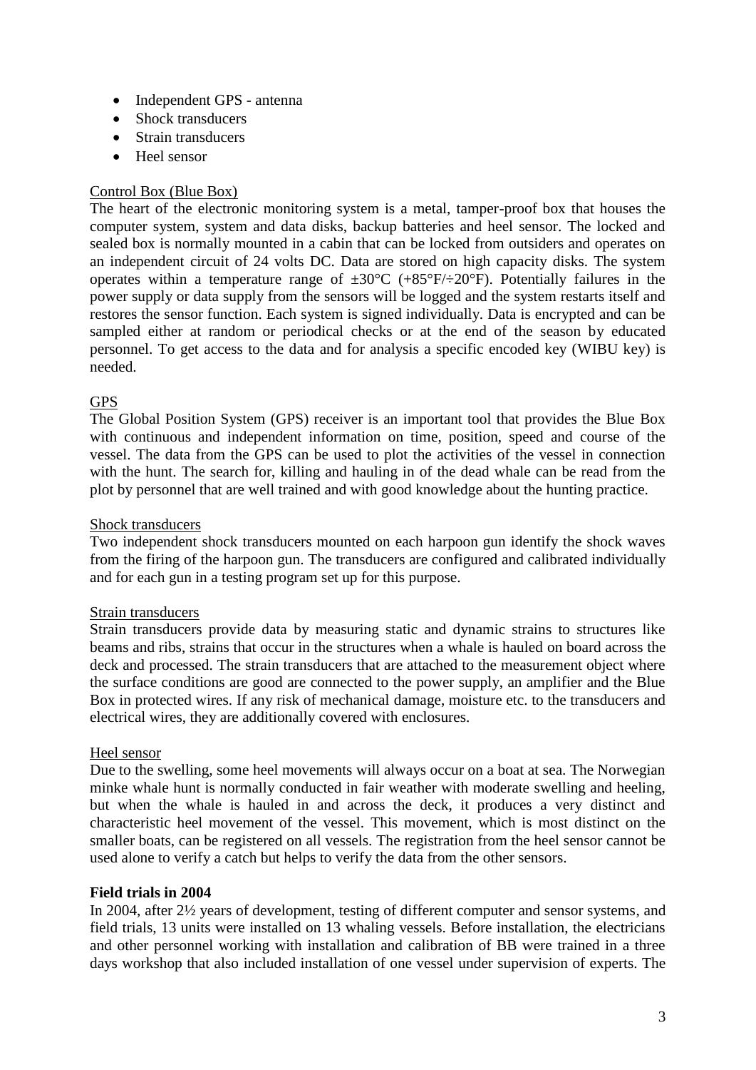- Independent GPS - antenna
- Shock transducers
- Strain transducers
- Heel sensor

Control Box (Blue Box)

The heart of the electronic monitoring system is a metal, tamper-proof box that houses the computer system, system and data disks, backup batteries and heel sensor. The locked and sealed box is normally mounted in a cabin that can be locked from outsiders and operates on an independent circuit of 24 volts DC. Data are stored on high capacity disks. The system operates within a temperature range of ±30°C (+85°F/÷20°F). Potentially failures in the power supply or data supply from the sensors will be logged and the system restarts itself and restores the sensor function. Each system is signed individually. Data is encrypted and can be sampled either at random or periodical checks or at the end of the season by educated personnel. To get access to the data and for analysis a specific encoded key (WIBU key) is needed.

GPS

The Global Position System (GPS) receiver is an important tool that provides the Blue Box with continuous and independent information on time, position, speed and course of the vessel. The data from the GPS can be used to plot the activities of the vessel in connection with the hunt. The search for, killing and hauling in of the dead whale can be read from the plot by personnel that are well trained and with good knowledge about the hunting practice.

Shock transducers

Two independent shock transducers mounted on each harpoon gun identify the shock waves from the firing of the harpoon gun. The transducers are configured and calibrated individually and for each gun in a testing program set up for this purpose.

Strain transducers

Strain transducers provide data by measuring static and dynamic strains to structures like beams and ribs, strains that occur in the structures when a whale is hauled on board across the deck and processed. The strain transducers that are attached to the measurement object where the surface conditions are good are connected to the power supply, an amplifier and the Blue Box in protected wires. If any risk of mechanical damage, moisture etc. to the transducers and electrical wires, they are additionally covered with enclosures.

Heel sensor

Due to the swelling, some heel movements will always occur on a boat at sea. The Norwegian minke whale hunt is normally conducted in fair weather with moderate swelling and heeling, but when the whale is hauled in and across the deck, it produces a very distinct and characteristic heel movement of the vessel. This movement, which is most distinct on the smaller boats, can be registered on all vessels. The registration from the heel sensor cannot be used alone to verify a catch but helps to verify the data from the other sensors.

**Field trials in 2004**

In 2004, after 2½ years of development, testing of different computer and sensor systems, and field trials, 13 units were installed on 13 whaling vessels. Before installation, the electricians and other personnel working with installation and calibration of BB were trained in a three days workshop that also included installation of one vessel under supervision of experts. The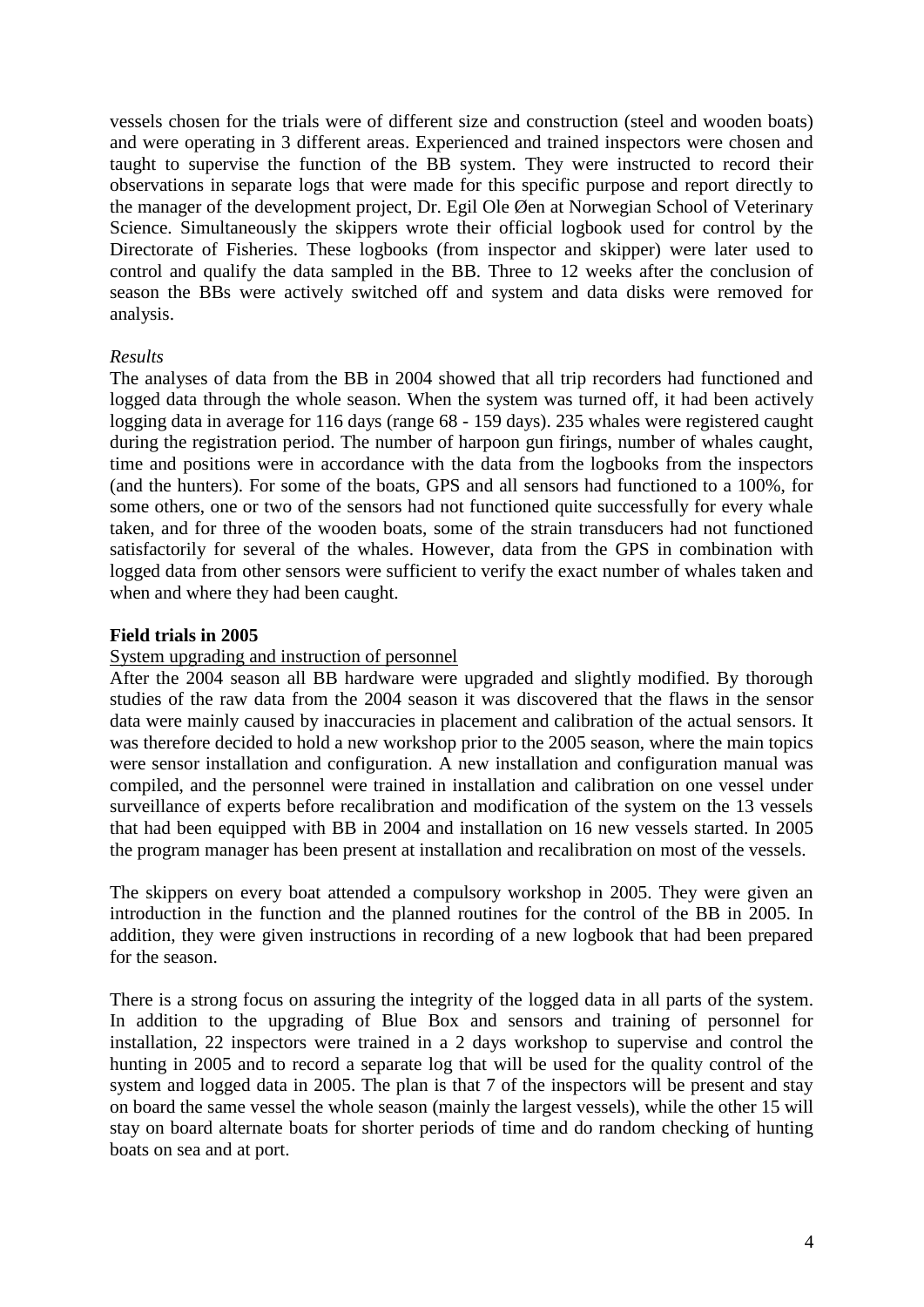vessels chosen for the trials were of different size and construction (steel and wooden boats) and were operating in 3 different areas. Experienced and trained inspectors were chosen and taught to supervise the function of the BB system. They were instructed to record their observations in separate logs that were made for this specific purpose and report directly to the manager of the development project, Dr. Egil Ole Øen at Norwegian School of Veterinary Science. Simultaneously the skippers wrote their official logbook used for control by the Directorate of Fisheries. These logbooks (from inspector and skipper) were later used to control and qualify the data sampled in the BB. Three to 12 weeks after the conclusion of season the BBs were actively switched off and system and data disks were removed for analysis.

*Results*

The analyses of data from the BB in 2004 showed that all trip recorders had functioned and logged data through the whole season. When the system was turned off, it had been actively logging data in average for 116 days (range 68 - 159 days). 235 whales were registered caught during the registration period. The number of harpoon gun firings, number of whales caught, time and positions were in accordance with the data from the logbooks from the inspectors (and the hunters). For some of the boats, GPS and all sensors had functioned to a 100%, for some others, one or two of the sensors had not functioned quite successfully for every whale taken, and for three of the wooden boats, some of the strain transducers had not functioned satisfactorily for several of the whales. However, data from the GPS in combination with logged data from other sensors were sufficient to verify the exact number of whales taken and when and where they had been caught.

**Field trials in 2005**

System upgrading and instruction of personnel

After the 2004 season all BB hardware were upgraded and slightly modified. By thorough studies of the raw data from the 2004 season it was discovered that the flaws in the sensor data were mainly caused by inaccuracies in placement and calibration of the actual sensors. It was therefore decided to hold a new workshop prior to the 2005 season, where the main topics were sensor installation and configuration. A new installation and configuration manual was compiled, and the personnel were trained in installation and calibration on one vessel under surveillance of experts before recalibration and modification of the system on the 13 vessels that had been equipped with BB in 2004 and installation on 16 new vessels started. In 2005 the program manager has been present at installation and recalibration on most of the vessels.

The skippers on every boat attended a compulsory workshop in 2005. They were given an introduction in the function and the planned routines for the control of the BB in 2005. In addition, they were given instructions in recording of a new logbook that had been prepared for the season.

There is a strong focus on assuring the integrity of the logged data in all parts of the system. In addition to the upgrading of Blue Box and sensors and training of personnel for installation, 22 inspectors were trained in a 2 days workshop to supervise and control the hunting in 2005 and to record a separate log that will be used for the quality control of the system and logged data in 2005. The plan is that 7 of the inspectors will be present and stay on board the same vessel the whole season (mainly the largest vessels), while the other 15 will stay on board alternate boats for shorter periods of time and do random checking of hunting boats on sea and at port.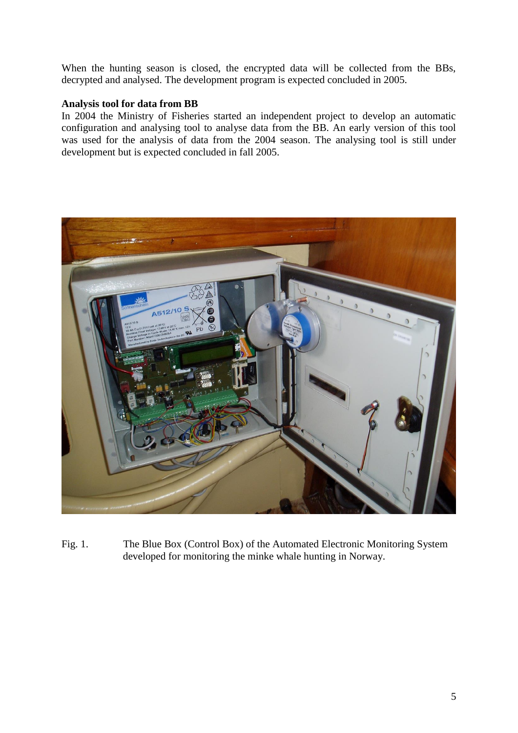When the hunting season is closed, the encrypted data will be collected from the BBs, decrypted and analysed. The development program is expected concluded in 2005.

**Analysis tool for data from BB**

In 2004 the Ministry of Fisheries started an independent project to develop an automatic configuration and analysing tool to analyse data from the BB. An early version of this tool was used for the analysis of data from the 2004 season. The analysing tool is still under development but is expected concluded in fall 2005.

Fig. 1. The Blue Box (Control Box) of the Automated Electronic Monitoring System developed for monitoring the minke whale hunting in Norway.